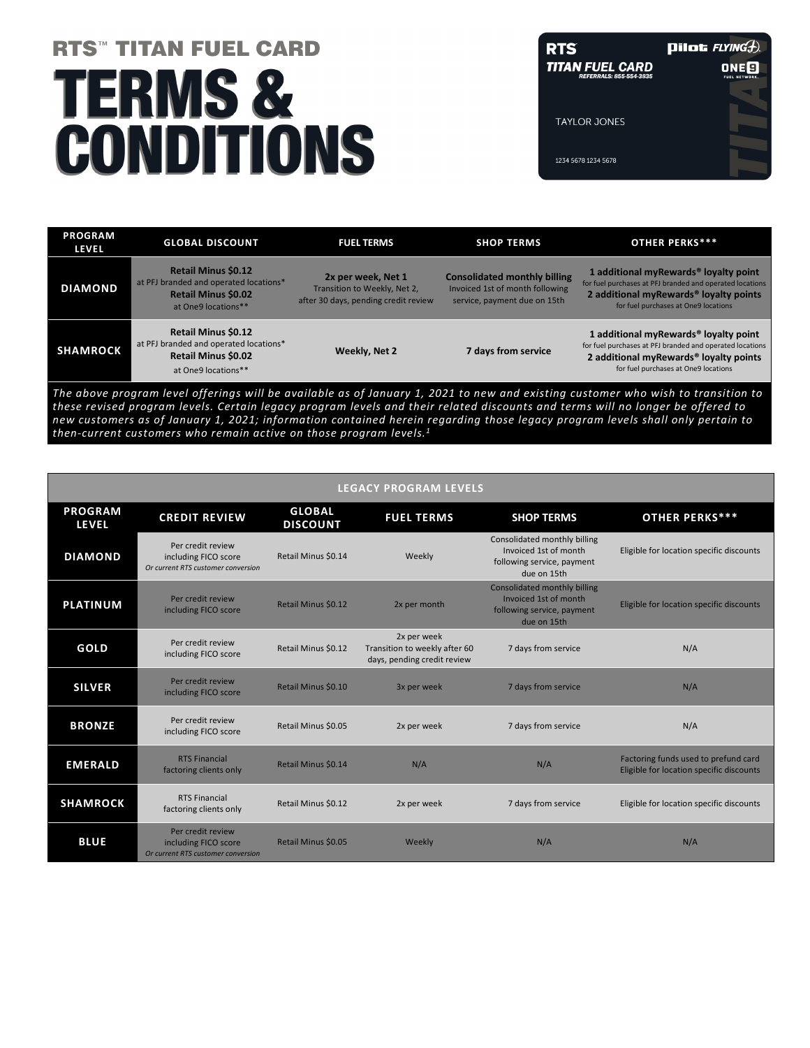# RTS™ TITAN FUEL CARD

# TERMS & CONDITIONS

| PROGRAM LEVEL | GLOBAL DISCOUNT | FUEL TERMS | SHOP TERMS | OTHER PERKS*** |
|---|---|---|---|---|
| **DIAMOND** | **Retail Minus $0.12** at PFJ branded and operated locations* **Retail Minus $0.02** at One9 locations** | **2x per week, Net 1** Transition to Weekly, Net 2, after 30 days, pending credit review | **Consolidated monthly billing** Invoiced 1st of month following service, payment due on 15th | **1 additional myRewards® loyalty point** for fuel purchases at PFJ branded and operated locations **2 additional myRewards® loyalty points** for fuel purchases at One9 locations |
| **SHAMROCK** | **Retail Minus $0.12** at PFJ branded and operated locations* **Retail Minus $0.02** at One9 locations** | **Weekly, Net 2** | **7 days from service** | **1 additional myRewards® loyalty point** for fuel purchases at PFJ branded and operated locations **2 additional myRewards® loyalty points** for fuel purchases at One9 locations |

*The above program level offerings will be available as of January 1, 2021 to new and existing customer who wish to transition to these revised program levels. Certain legacy program levels and their related discounts and terms will no longer be offered to new customers as of January 1, 2021; information contained herein regarding those legacy program levels shall only pertain to then-current customers who remain active on those program levels.[1]*

| LEGACY PROGRAM LEVELS | | | | | |
|---|---|---|---|---|---|
| **PROGRAM LEVEL** | **CREDIT REVIEW** | **GLOBAL DISCOUNT** | **FUEL TERMS** | **SHOP TERMS** | **OTHER PERKS*** ** |
| **DIAMOND** | Per credit review including FICO score *Or current RTS customer conversion* | Retail Minus $0.14 | Weekly | Consolidated monthly billing Invoiced 1st of month following service, payment due on 15th | Eligible for location specific discounts |
| **PLATINUM** | Per credit review including FICO score | Retail Minus $0.12 | 2x per month | Consolidated monthly billing Invoiced 1st of month following service, payment due on 15th | Eligible for location specific discounts |
| **GOLD** | Per credit review including FICO score | Retail Minus $0.12 | 2x per week Transition to weekly after 60 days, pending credit review | 7 days from service | N/A |
| **SILVER** | Per credit review including FICO score | Retail Minus $0.10 | 3x per week | 7 days from service | N/A |
| **BRONZE** | Per credit review including FICO score | Retail Minus $0.05 | 2x per week | 7 days from service | N/A |
| **EMERALD** | RTS Financial factoring clients only | Retail Minus $0.14 | N/A | N/A | Factoring funds used to prefund card Eligible for location specific discounts |
| **SHAMROCK** | RTS Financial factoring clients only | Retail Minus $0.12 | 2x per week | 7 days from service | Eligible for location specific discounts |
| **BLUE** | Per credit review including FICO score *Or current RTS customer conversion* | Retail Minus $0.05 | Weekly | N/A | N/A |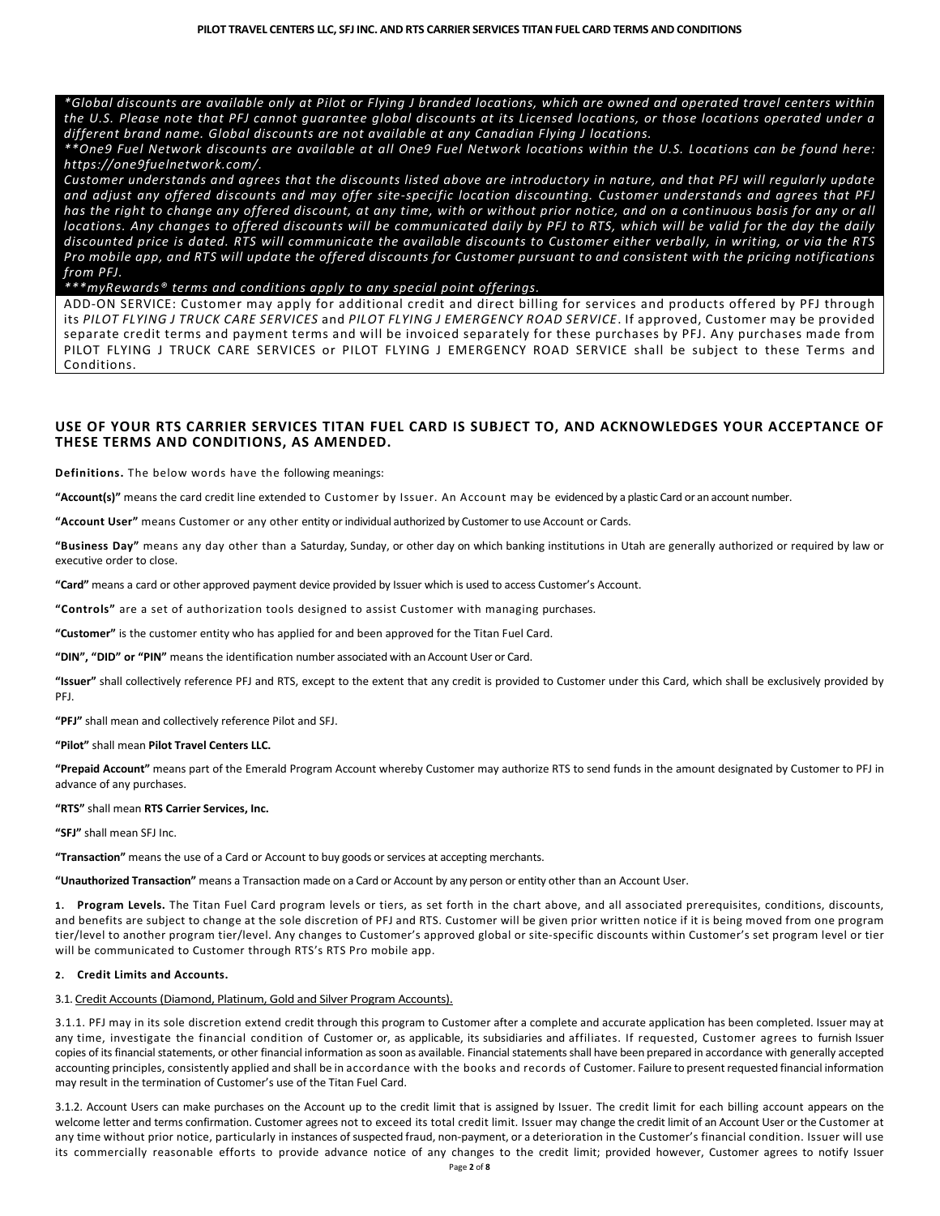*\*Global discounts are available only at Pilot or Flying J branded locations, which are owned and operated travel centers within the U.S. Please note that PFJ cannot guarantee global discounts at its Licensed locations, or those locations operated under a different brand name. Global discounts are not available at any Canadian Flying J locations.*

*\*\*One9 Fuel Network discounts are available at all One9 Fuel Network locations within the U.S. Locations can be found here: https://one9fuelnetwork.com/.*

*Customer understands and agrees that the discounts listed above are introductory in nature, and that PFJ will regularly update and adjust any offered discounts and may offer site-specific location discounting. Customer understands and agrees that PFJ has the right to change any offered discount, at any time, with or without prior notice, and on a continuous basis for any or all locations. Any changes to offered discounts will be communicated daily by PFJ to RTS, which will be valid for the day the daily discounted price is dated. RTS will communicate the available discounts to Customer either verbally, in writing, or via the RTS Pro mobile app, and RTS will update the offered discounts for Customer pursuant to and consistent with the pricing notifications from PFJ.*

*\*\*\*myRewards® terms and conditions apply to any special point offerings.*

ADD-ON SERVICE: Customer may apply for additional credit and direct billing for services and products offered by PFJ through its *PILOT FLYING J TRUCK CARE SERVICES* and *PILOT FLYING J EMERGENCY ROAD SERVICE*. If approved, Customer may be provided separate credit terms and payment terms and will be invoiced separately for these purchases by PFJ. Any purchases made from PILOT FLYING J TRUCK CARE SERVICES or PILOT FLYING J EMERGENCY ROAD SERVICE shall be subject to these Terms and Conditions.

## USE OF YOUR RTS CARRIER SERVICES TITAN FUEL CARD IS SUBJECT TO, AND ACKNOWLEDGES YOUR ACCEPTANCE OF THESE TERMS AND CONDITIONS, AS AMENDED.

**Definitions.** The below words have the following meanings:

**"Account(s)"** means the card credit line extended to Customer by Issuer. An Account may be evidenced by a plastic Card or an account number.

**"Account User"** means Customer or any other entity or individual authorized by Customer to use Account or Cards.

**"Business Day"** means any day other than a Saturday, Sunday, or other day on which banking institutions in Utah are generally authorized or required by law or executive order to close.

**"Card"** means a card or other approved payment device provided by Issuer which is used to access Customer's Account.

**"Controls"** are a set of authorization tools designed to assist Customer with managing purchases.

**"Customer"** is the customer entity who has applied for and been approved for the Titan Fuel Card.

**"DIN", "DID" or "PIN"** means the identification number associated with an Account User or Card.

**"Issuer"** shall collectively reference PFJ and RTS, except to the extent that any credit is provided to Customer under this Card, which shall be exclusively provided by PFJ.

**"PFJ"** shall mean and collectively reference Pilot and SFJ.

**"Pilot"** shall mean **Pilot Travel Centers LLC.**

**"Prepaid Account"** means part of the Emerald Program Account whereby Customer may authorize RTS to send funds in the amount designated by Customer to PFJ in advance of any purchases.

**"RTS"** shall mean **RTS Carrier Services, Inc.**

**"SFJ"** shall mean SFJ Inc.

**"Transaction"** means the use of a Card or Account to buy goods or services at accepting merchants.

**"Unauthorized Transaction"** means a Transaction made on a Card or Account by any person or entity other than an Account User.

**1. Program Levels.** The Titan Fuel Card program levels or tiers, as set forth in the chart above, and all associated prerequisites, conditions, discounts, and benefits are subject to change at the sole discretion of PFJ and RTS. Customer will be given prior written notice if it is being moved from one program tier/level to another program tier/level. Any changes to Customer's approved global or site-specific discounts within Customer's set program level or tier will be communicated to Customer through RTS's RTS Pro mobile app.

**2. Credit Limits and Accounts.**

3.1. Credit Accounts (Diamond, Platinum, Gold and Silver Program Accounts).

3.1.1. PFJ may in its sole discretion extend credit through this program to Customer after a complete and accurate application has been completed. Issuer may at any time, investigate the financial condition of Customer or, as applicable, its subsidiaries and affiliates. If requested, Customer agrees to furnish Issuer copies of its financial statements, or other financial information as soon as available. Financial statements shall have been prepared in accordance with generally accepted accounting principles, consistently applied and shall be in accordance with the books and records of Customer. Failure to present requested financial information may result in the termination of Customer's use of the Titan Fuel Card.

3.1.2. Account Users can make purchases on the Account up to the credit limit that is assigned by Issuer. The credit limit for each billing account appears on the welcome letter and terms confirmation. Customer agrees not to exceed its total credit limit. Issuer may change the credit limit of an Account User or the Customer at any time without prior notice, particularly in instances of suspected fraud, non-payment, or a deterioration in the Customer's financial condition. Issuer will use its commercially reasonable efforts to provide advance notice of any changes to the credit limit; provided however, Customer agrees to notify Issuer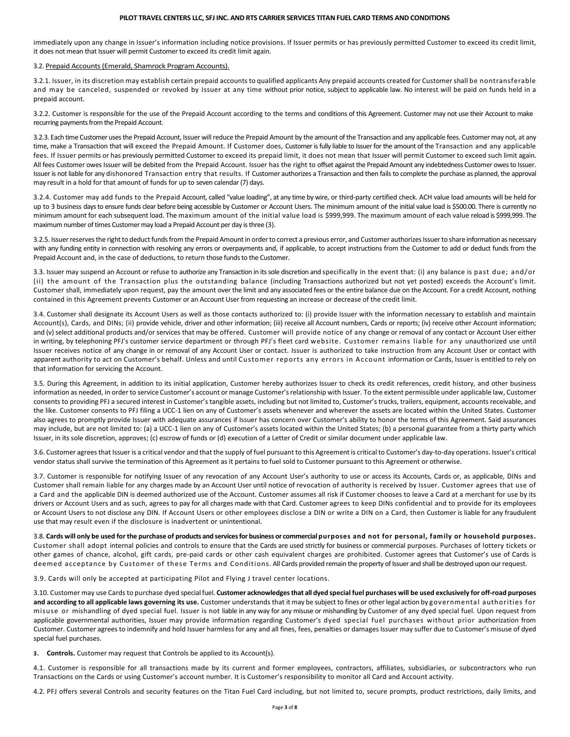immediately upon any change in Issuer's information including notice provisions. If Issuer permits or has previously permitted Customer to exceed its credit limit, it does not mean that Issuer will permit Customer to exceed its credit limit again.

3.2. Prepaid Accounts (Emerald, Shamrock Program Accounts).

3.2.1. Issuer, in its discretion may establish certain prepaid accounts to qualified applicants Any prepaid accounts created for Customer shall be nontransferable and may be canceled, suspended or revoked by Issuer at any time without prior notice, subject to applicable law. No interest will be paid on funds held in a prepaid account.

3.2.2. Customer is responsible for the use of the Prepaid Account according to the terms and conditions of this Agreement. Customer may not use their Account to make recurring payments from the Prepaid Account.

3.2.3. Each time Customer uses the Prepaid Account, Issuer will reduce the Prepaid Amount by the amount of the Transaction and any applicable fees. Customer may not, at any time, make a Transaction that will exceed the Prepaid Amount. If Customer does, Customer is fully liable to Issuer for the amount of the Transaction and any applicable fees. If Issuer permits or has previously permitted Customer to exceed its prepaid limit, it does not mean that Issuer will permit Customer to exceed such limit again. All fees Customer owes Issuer will be debited from the Prepaid Account. Issuer has the right to offset against the Prepaid Amount any indebtedness Customer owes to Issuer. Issuer is not liable for any dishonored Transaction entry that results. If Customer authorizes a Transaction and then fails to complete the purchase as planned, the approval may result in a hold for that amount of funds for up to seven calendar (7) days.

3.2.4. Customer may add funds to the Prepaid Account, called "value loading", at any time by wire, or third-party certified check. ACH value load amounts will be held for up to 3 business days to ensure funds clear before being accessible by Customer or Account Users. The minimum amount of the initial value load is $500.00. There is currently no minimum amount for each subsequent load. The maximum amount of the initial value load is $999,999. The maximum amount of each value reload is $999,999. The maximum number of times Customer may load a Prepaid Account per day is three (3).

3.2.5. Issuer reserves the right to deduct funds from the Prepaid Amount in order to correct a previous error, and Customer authorizes Issuer to share information as necessary with any funding entity in connection with resolving any errors or overpayments and, if applicable, to accept instructions from the Customer to add or deduct funds from the Prepaid Account and, in the case of deductions, to return those funds to the Customer.

3.3. Issuer may suspend an Account or refuse to authorize any Transaction in its sole discretion and specifically in the event that: (i) any balance is past due; and/or (ii) the amount of the Transaction plus the outstanding balance (including Transactions authorized but not yet posted) exceeds the Account's limit. Customer shall, immediately upon request, pay the amount over the limit and any associated fees or the entire balance due on the Account. For a credit Account, nothing contained in this Agreement prevents Customer or an Account User from requesting an increase or decrease of the credit limit.

3.4. Customer shall designate its Account Users as well as those contacts authorized to: (i) provide Issuer with the information necessary to establish and maintain Account(s), Cards, and DINs; (ii) provide vehicle, driver and other information; (iii) receive all Account numbers, Cards or reports; (iv) receive other Account information; and (v) select additional products and/or services that may be offered. Customer will provide notice of any change or removal of any contact or Account User either in writing, by telephoning PFJ's customer service department or through PFJ's fleet card website. Customer remains liable for any unauthorized use until Issuer receives notice of any change in or removal of any Account User or contact. Issuer is authorized to take instruction from any Account User or contact with apparent authority to act on Customer's behalf. Unless and until Customer reports any errors in Account information or Cards, Issuer is entitled to rely on that information for servicing the Account.

3.5. During this Agreement, in addition to its initial application, Customer hereby authorizes Issuer to check its credit references, credit history, and other business information as needed, in order to service Customer's account or manage Customer's relationship with Issuer. To the extent permissible under applicable law, Customer consents to providing PFJ a secured interest in Customer's tangible assets, including but not limited to, Customer's trucks, trailers, equipment, accounts receivable, and the like. Customer consents to PFJ filing a UCC-1 lien on any of Customer's assets whenever and wherever the assets are located within the United States. Customer also agrees to promptly provide Issuer with adequate assurances if Issuer has concern over Customer's ability to honor the terms of this Agreement. Said assurances may include, but are not limited to: (a) a UCC-1 lien on any of Customer's assets located within the United States; (b) a personal guarantee from a thirty party which Issuer, in its sole discretion, approves; (c) escrow of funds or (d) execution of a Letter of Credit or similar document under applicable law.

3.6. Customer agrees that Issuer is a critical vendor and that the supply of fuel pursuant to this Agreement is critical to Customer's day-to-day operations. Issuer's critical vendor status shall survive the termination of this Agreement as it pertains to fuel sold to Customer pursuant to this Agreement or otherwise.

3.7. Customer is responsible for notifying Issuer of any revocation of any Account User's authority to use or access its Accounts, Cards or, as applicable, DINs and Customer shall remain liable for any charges made by an Account User until notice of revocation of authority is received by Issuer. Customer agrees that use of a Card and the applicable DIN is deemed authorized use of the Account. Customer assumes all risk if Customer chooses to leave a Card at a merchant for use by its drivers or Account Users and as such, agrees to pay for all charges made with that Card. Customer agrees to keep DINs confidential and to provide for its employees or Account Users to not disclose any DIN. If Account Users or other employees disclose a DIN or write a DIN on a Card, then Customer is liable for any fraudulent use that may result even if the disclosure is inadvertent or unintentional.

3.8. **Cards will only be used for the purchase of products and services for business or commercial purposes and not for personal, family or household purposes.** Customer shall adopt internal policies and controls to ensure that the Cards are used strictly for business or commercial purposes. Purchases of lottery tickets or other games of chance, alcohol, gift cards, pre-paid cards or other cash equivalent charges are prohibited. Customer agrees that Customer's use of Cards is deemed acceptance by Customer of these Terms and Conditions. All Cards provided remain the property of Issuer and shall be destroyed upon our request.

3.9. Cards will only be accepted at participating Pilot and Flying J travel center locations.

3.10. Customer may use Cards to purchase dyed special fuel. **Customer acknowledges that all dyed special fuel purchases will be used exclusively for off-road purposes and according to all applicable laws governing its use.** Customer understands that it may be subject to fines or other legal action by governmental authorities for misuse or mishandling of dyed special fuel. Issuer is not liable in any way for any misuse or mishandling by Customer of any dyed special fuel. Upon request from applicable governmental authorities, Issuer may provide information regarding Customer's dyed special fuel purchases without prior authorization from Customer. Customer agrees to indemnify and hold Issuer harmless for any and all fines, fees, penalties or damages Issuer may suffer due to Customer's misuse of dyed special fuel purchases.

**3. Controls.** Customer may request that Controls be applied to its Account(s).

4.1. Customer is responsible for all transactions made by its current and former employees, contractors, affiliates, subsidiaries, or subcontractors who run Transactions on the Cards or using Customer's account number. It is Customer's responsibility to monitor all Card and Account activity.

4.2. PFJ offers several Controls and security features on the Titan Fuel Card including, but not limited to, secure prompts, product restrictions, daily limits, and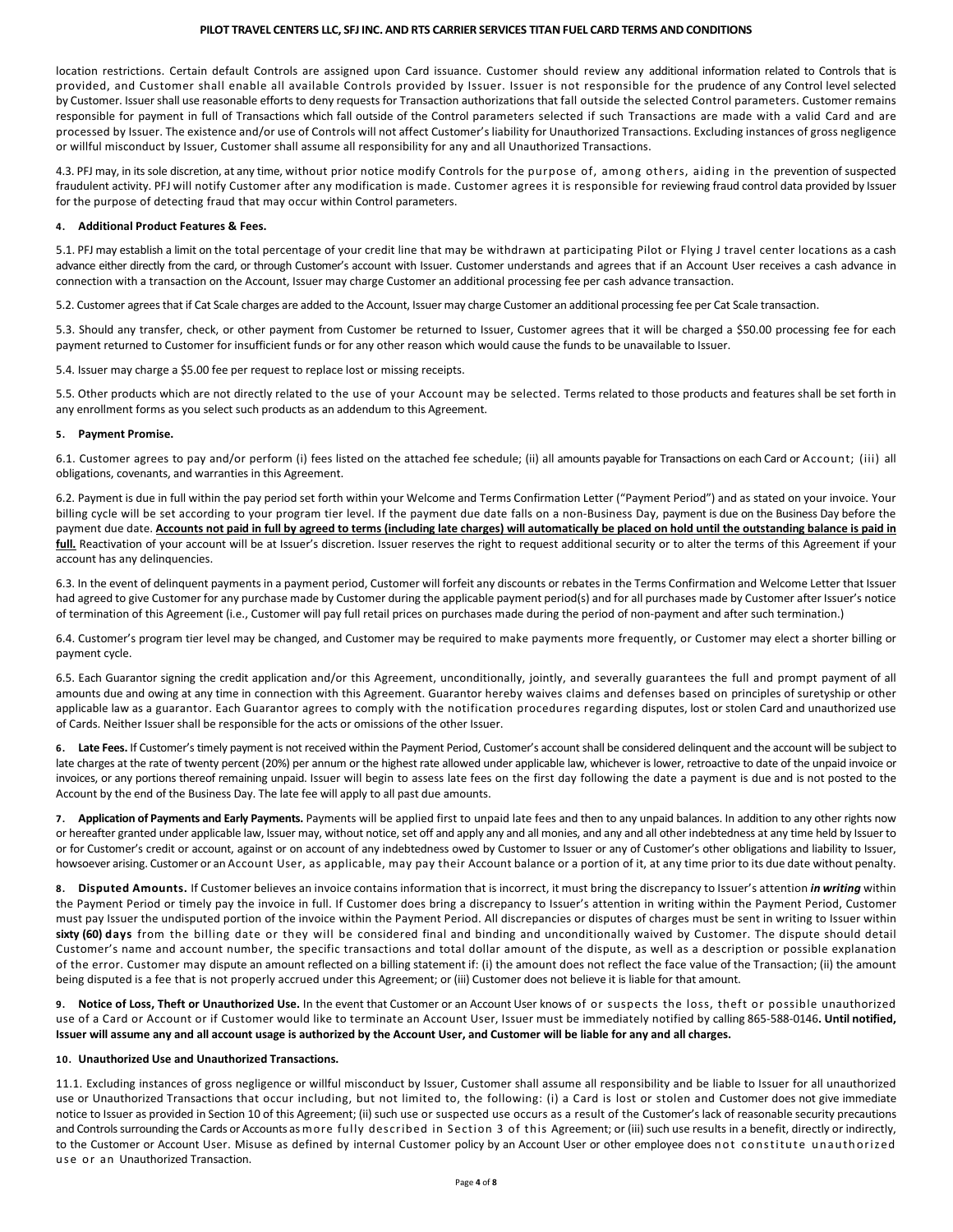location restrictions. Certain default Controls are assigned upon Card issuance. Customer should review any additional information related to Controls that is provided, and Customer shall enable all available Controls provided by Issuer. Issuer is not responsible for the prudence of any Control level selected by Customer. Issuer shall use reasonable efforts to deny requests for Transaction authorizations that fall outside the selected Control parameters. Customer remains responsible for payment in full of Transactions which fall outside of the Control parameters selected if such Transactions are made with a valid Card and are processed by Issuer. The existence and/or use of Controls will not affect Customer's liability for Unauthorized Transactions. Excluding instances of gross negligence or willful misconduct by Issuer, Customer shall assume all responsibility for any and all Unauthorized Transactions.

4.3. PFJ may, in its sole discretion, at any time, without prior notice modify Controls for the purpose of, among others, aiding in the prevention of suspected fraudulent activity. PFJ will notify Customer after any modification is made. Customer agrees it is responsible for reviewing fraud control data provided by Issuer for the purpose of detecting fraud that may occur within Control parameters.

**4. Additional Product Features & Fees.**

5.1. PFJ may establish a limit on the total percentage of your credit line that may be withdrawn at participating Pilot or Flying J travel center locations as a cash advance either directly from the card, or through Customer's account with Issuer. Customer understands and agrees that if an Account User receives a cash advance in connection with a transaction on the Account, Issuer may charge Customer an additional processing fee per cash advance transaction.

5.2. Customer agrees that if Cat Scale charges are added to the Account, Issuer may charge Customer an additional processing fee per Cat Scale transaction.

5.3. Should any transfer, check, or other payment from Customer be returned to Issuer, Customer agrees that it will be charged a $50.00 processing fee for each payment returned to Customer for insufficient funds or for any other reason which would cause the funds to be unavailable to Issuer.

5.4. Issuer may charge a $5.00 fee per request to replace lost or missing receipts.

5.5. Other products which are not directly related to the use of your Account may be selected. Terms related to those products and features shall be set forth in any enrollment forms as you select such products as an addendum to this Agreement.

**5. Payment Promise.**

6.1. Customer agrees to pay and/or perform (i) fees listed on the attached fee schedule; (ii) all amounts payable for Transactions on each Card or Account; (iii) all obligations, covenants, and warranties in this Agreement.

6.2. Payment is due in full within the pay period set forth within your Welcome and Terms Confirmation Letter ("Payment Period") and as stated on your invoice. Your billing cycle will be set according to your program tier level. If the payment due date falls on a non-Business Day, payment is due on the Business Day before the payment due date. **Accounts not paid in full by agreed to terms (including late charges) will automatically be placed on hold until the outstanding balance is paid in full.** Reactivation of your account will be at Issuer's discretion. Issuer reserves the right to request additional security or to alter the terms of this Agreement if your account has any delinquencies.

6.3. In the event of delinquent payments in a payment period, Customer will forfeit any discounts or rebates in the Terms Confirmation and Welcome Letter that Issuer had agreed to give Customer for any purchase made by Customer during the applicable payment period(s) and for all purchases made by Customer after Issuer's notice of termination of this Agreement (i.e., Customer will pay full retail prices on purchases made during the period of non-payment and after such termination.)

6.4. Customer's program tier level may be changed, and Customer may be required to make payments more frequently, or Customer may elect a shorter billing or payment cycle.

6.5. Each Guarantor signing the credit application and/or this Agreement, unconditionally, jointly, and severally guarantees the full and prompt payment of all amounts due and owing at any time in connection with this Agreement. Guarantor hereby waives claims and defenses based on principles of suretyship or other applicable law as a guarantor. Each Guarantor agrees to comply with the notification procedures regarding disputes, lost or stolen Card and unauthorized use of Cards. Neither Issuer shall be responsible for the acts or omissions of the other Issuer.

**6. Late Fees.** If Customer's timely payment is not received within the Payment Period, Customer's account shall be considered delinquent and the account will be subject to late charges at the rate of twenty percent (20%) per annum or the highest rate allowed under applicable law, whichever is lower, retroactive to date of the unpaid invoice or invoices, or any portions thereof remaining unpaid. Issuer will begin to assess late fees on the first day following the date a payment is due and is not posted to the Account by the end of the Business Day. The late fee will apply to all past due amounts.

**7. Application of Payments and Early Payments.** Payments will be applied first to unpaid late fees and then to any unpaid balances. In addition to any other rights now or hereafter granted under applicable law, Issuer may, without notice, set off and apply any and all monies, and any and all other indebtedness at any time held by Issuer to or for Customer's credit or account, against or on account of any indebtedness owed by Customer to Issuer or any of Customer's other obligations and liability to Issuer, howsoever arising. Customer or an Account User, as applicable, may pay their Account balance or a portion of it, at any time prior to its due date without penalty.

**8. Disputed Amounts.** If Customer believes an invoice contains information that is incorrect, it must bring the discrepancy to Issuer's attention ***in writing*** within the Payment Period or timely pay the invoice in full. If Customer does bring a discrepancy to Issuer's attention in writing within the Payment Period, Customer must pay Issuer the undisputed portion of the invoice within the Payment Period. All discrepancies or disputes of charges must be sent in writing to Issuer within **sixty (60) days** from the billing date or they will be considered final and binding and unconditionally waived by Customer. The dispute should detail Customer's name and account number, the specific transactions and total dollar amount of the dispute, as well as a description or possible explanation of the error. Customer may dispute an amount reflected on a billing statement if: (i) the amount does not reflect the face value of the Transaction; (ii) the amount being disputed is a fee that is not properly accrued under this Agreement; or (iii) Customer does not believe it is liable for that amount.

**9. Notice of Loss, Theft or Unauthorized Use.** In the event that Customer or an Account User knows of or suspects the loss, theft or possible unauthorized use of a Card or Account or if Customer would like to terminate an Account User, Issuer must be immediately notified by calling 865-588-0146**. Until notified, Issuer will assume any and all account usage is authorized by the Account User, and Customer will be liable for any and all charges.**

**10. Unauthorized Use and Unauthorized Transactions.**

11.1. Excluding instances of gross negligence or willful misconduct by Issuer, Customer shall assume all responsibility and be liable to Issuer for all unauthorized use or Unauthorized Transactions that occur including, but not limited to, the following: (i) a Card is lost or stolen and Customer does not give immediate notice to Issuer as provided in Section 10 of this Agreement; (ii) such use or suspected use occurs as a result of the Customer's lack of reasonable security precautions and Controls surrounding the Cards or Accounts as more fully described in Section 3 of this Agreement; or (iii) such use results in a benefit, directly or indirectly, to the Customer or Account User. Misuse as defined by internal Customer policy by an Account User or other employee does not constitute unauthorized use or an Unauthorized Transaction.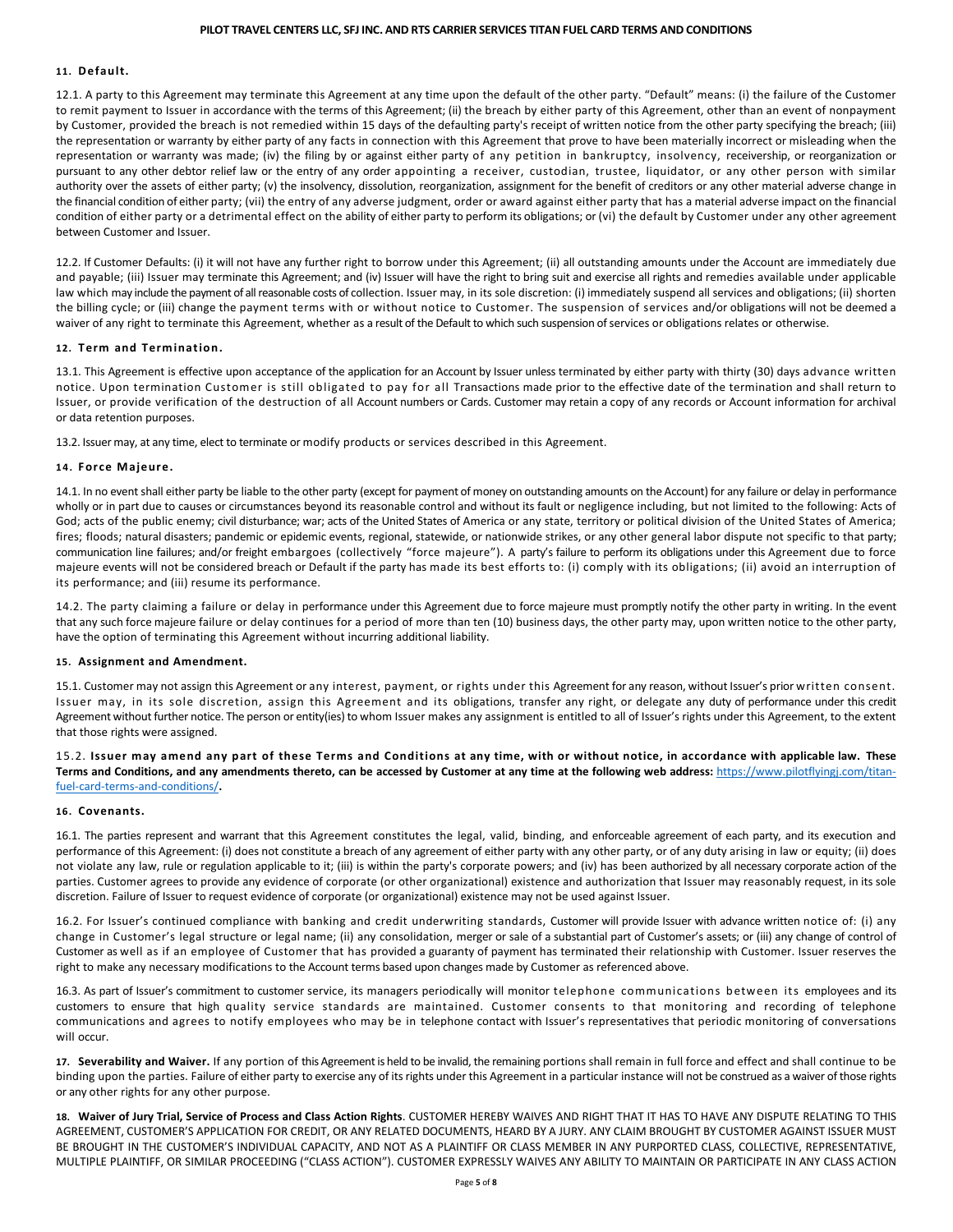### 11. Default.

12.1. A party to this Agreement may terminate this Agreement at any time upon the default of the other party. "Default" means: (i) the failure of the Customer to remit payment to Issuer in accordance with the terms of this Agreement; (ii) the breach by either party of this Agreement, other than an event of nonpayment by Customer, provided the breach is not remedied within 15 days of the defaulting party's receipt of written notice from the other party specifying the breach; (iii) the representation or warranty by either party of any facts in connection with this Agreement that prove to have been materially incorrect or misleading when the representation or warranty was made; (iv) the filing by or against either party of any petition in bankruptcy, insolvency, receivership, or reorganization or pursuant to any other debtor relief law or the entry of any order appointing a receiver, custodian, trustee, liquidator, or any other person with similar authority over the assets of either party; (v) the insolvency, dissolution, reorganization, assignment for the benefit of creditors or any other material adverse change in the financial condition of either party; (vii) the entry of any adverse judgment, order or award against either party that has a material adverse impact on the financial condition of either party or a detrimental effect on the ability of either party to perform its obligations; or (vi) the default by Customer under any other agreement between Customer and Issuer.

12.2. If Customer Defaults: (i) it will not have any further right to borrow under this Agreement; (ii) all outstanding amounts under the Account are immediately due and payable; (iii) Issuer may terminate this Agreement; and (iv) Issuer will have the right to bring suit and exercise all rights and remedies available under applicable law which may include the payment of all reasonable costs of collection. Issuer may, in its sole discretion: (i) immediately suspend all services and obligations; (ii) shorten the billing cycle; or (iii) change the payment terms with or without notice to Customer. The suspension of services and/or obligations will not be deemed a waiver of any right to terminate this Agreement, whether as a result of the Default to which such suspension of services or obligations relates or otherwise.

### 12. Term and Termination.

13.1. This Agreement is effective upon acceptance of the application for an Account by Issuer unless terminated by either party with thirty (30) days advance written notice. Upon termination Customer is still obligated to pay for all Transactions made prior to the effective date of the termination and shall return to Issuer, or provide verification of the destruction of all Account numbers or Cards. Customer may retain a copy of any records or Account information for archival or data retention purposes.

13.2. Issuer may, at any time, elect to terminate or modify products or services described in this Agreement.

### 14. Force Majeure.

14.1. In no event shall either party be liable to the other party (except for payment of money on outstanding amounts on the Account) for any failure or delay in performance wholly or in part due to causes or circumstances beyond its reasonable control and without its fault or negligence including, but not limited to the following: Acts of God; acts of the public enemy; civil disturbance; war; acts of the United States of America or any state, territory or political division of the United States of America; fires; floods; natural disasters; pandemic or epidemic events, regional, statewide, or nationwide strikes, or any other general labor dispute not specific to that party; communication line failures; and/or freight embargoes (collectively "force majeure"). A party's failure to perform its obligations under this Agreement due to force majeure events will not be considered breach or Default if the party has made its best efforts to: (i) comply with its obligations; (ii) avoid an interruption of its performance; and (iii) resume its performance.

14.2. The party claiming a failure or delay in performance under this Agreement due to force majeure must promptly notify the other party in writing. In the event that any such force majeure failure or delay continues for a period of more than ten (10) business days, the other party may, upon written notice to the other party, have the option of terminating this Agreement without incurring additional liability.

### 15. Assignment and Amendment.

15.1. Customer may not assign this Agreement or any interest, payment, or rights under this Agreement for any reason, without Issuer's prior written consent. Issuer may, in its sole discretion, assign this Agreement and its obligations, transfer any right, or delegate any duty of performance under this credit Agreement without further notice. The person or entity(ies) to whom Issuer makes any assignment is entitled to all of Issuer's rights under this Agreement, to the extent that those rights were assigned.

15.2. **Issuer may amend any part of these Terms and Conditions at any time, with or without notice, in accordance with applicable law. These Terms and Conditions, and any amendments thereto, can be accessed by Customer at any time at the following web address:** https://www.pilotflyingj.com/titan-fuel-card-terms-and-conditions/**.**

### 16. Covenants.

16.1. The parties represent and warrant that this Agreement constitutes the legal, valid, binding, and enforceable agreement of each party, and its execution and performance of this Agreement: (i) does not constitute a breach of any agreement of either party with any other party, or of any duty arising in law or equity; (ii) does not violate any law, rule or regulation applicable to it; (iii) is within the party's corporate powers; and (iv) has been authorized by all necessary corporate action of the parties. Customer agrees to provide any evidence of corporate (or other organizational) existence and authorization that Issuer may reasonably request, in its sole discretion. Failure of Issuer to request evidence of corporate (or organizational) existence may not be used against Issuer.

16.2. For Issuer's continued compliance with banking and credit underwriting standards, Customer will provide Issuer with advance written notice of: (i) any change in Customer's legal structure or legal name; (ii) any consolidation, merger or sale of a substantial part of Customer's assets; or (iii) any change of control of Customer as well as if an employee of Customer that has provided a guaranty of payment has terminated their relationship with Customer. Issuer reserves the right to make any necessary modifications to the Account terms based upon changes made by Customer as referenced above.

16.3. As part of Issuer's commitment to customer service, its managers periodically will monitor telephone communications between its employees and its customers to ensure that high quality service standards are maintained. Customer consents to that monitoring and recording of telephone communications and agrees to notify employees who may be in telephone contact with Issuer's representatives that periodic monitoring of conversations will occur.

**17. Severability and Waiver.** If any portion of this Agreement is held to be invalid, the remaining portions shall remain in full force and effect and shall continue to be binding upon the parties. Failure of either party to exercise any of its rights under this Agreement in a particular instance will not be construed as a waiver of those rights or any other rights for any other purpose.

**18. Waiver of Jury Trial, Service of Process and Class Action Rights**. CUSTOMER HEREBY WAIVES AND RIGHT THAT IT HAS TO HAVE ANY DISPUTE RELATING TO THIS AGREEMENT, CUSTOMER'S APPLICATION FOR CREDIT, OR ANY RELATED DOCUMENTS, HEARD BY A JURY. ANY CLAIM BROUGHT BY CUSTOMER AGAINST ISSUER MUST BE BROUGHT IN THE CUSTOMER'S INDIVIDUAL CAPACITY, AND NOT AS A PLAINTIFF OR CLASS MEMBER IN ANY PURPORTED CLASS, COLLECTIVE, REPRESENTATIVE, MULTIPLE PLAINTIFF, OR SIMILAR PROCEEDING ("CLASS ACTION"). CUSTOMER EXPRESSLY WAIVES ANY ABILITY TO MAINTAIN OR PARTICIPATE IN ANY CLASS ACTION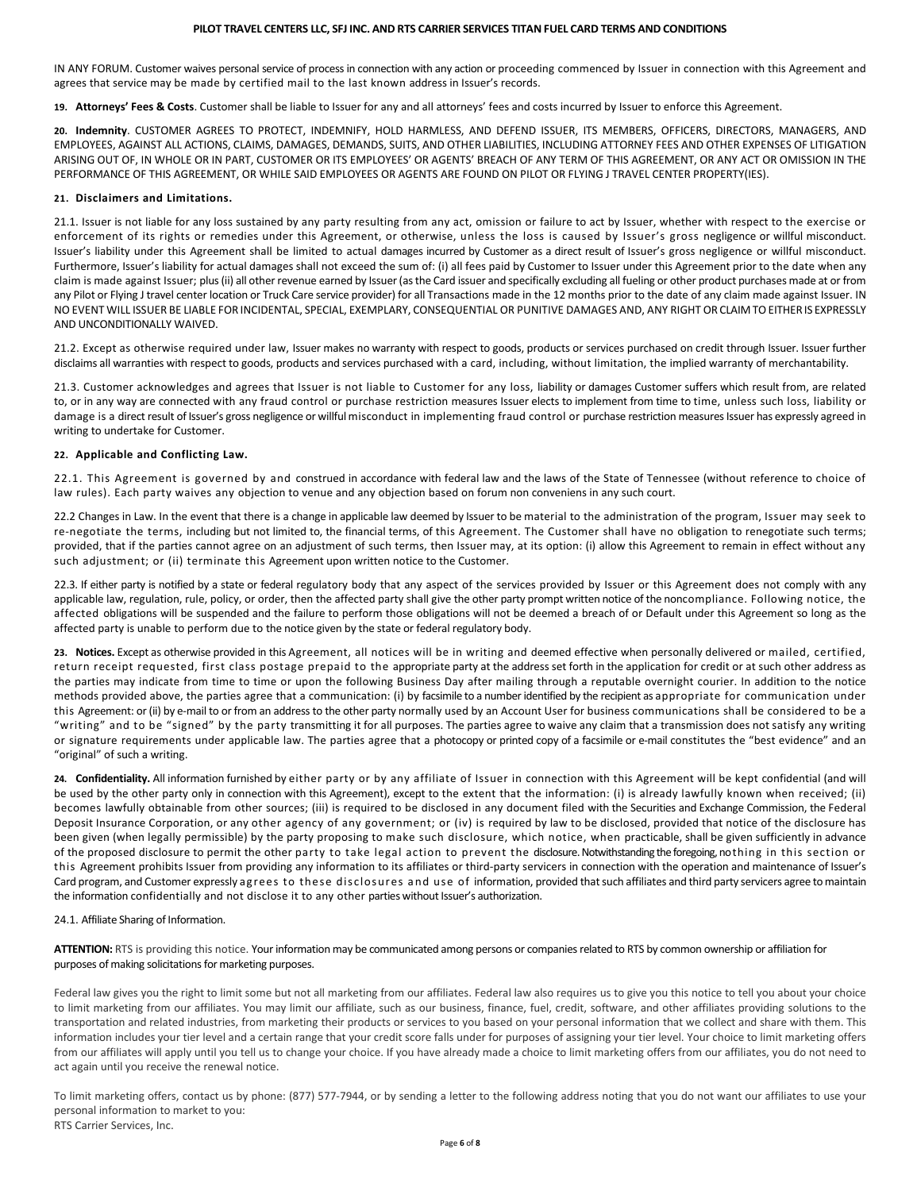IN ANY FORUM. Customer waives personal service of process in connection with any action or proceeding commenced by Issuer in connection with this Agreement and agrees that service may be made by certified mail to the last known address in Issuer's records.

**19. Attorneys' Fees & Costs**. Customer shall be liable to Issuer for any and all attorneys' fees and costs incurred by Issuer to enforce this Agreement.

**20. Indemnity**. CUSTOMER AGREES TO PROTECT, INDEMNIFY, HOLD HARMLESS, AND DEFEND ISSUER, ITS MEMBERS, OFFICERS, DIRECTORS, MANAGERS, AND EMPLOYEES, AGAINST ALL ACTIONS, CLAIMS, DAMAGES, DEMANDS, SUITS, AND OTHER LIABILITIES, INCLUDING ATTORNEY FEES AND OTHER EXPENSES OF LITIGATION ARISING OUT OF, IN WHOLE OR IN PART, CUSTOMER OR ITS EMPLOYEES' OR AGENTS' BREACH OF ANY TERM OF THIS AGREEMENT, OR ANY ACT OR OMISSION IN THE PERFORMANCE OF THIS AGREEMENT, OR WHILE SAID EMPLOYEES OR AGENTS ARE FOUND ON PILOT OR FLYING J TRAVEL CENTER PROPERTY(IES).

**21. Disclaimers and Limitations.**

21.1. Issuer is not liable for any loss sustained by any party resulting from any act, omission or failure to act by Issuer, whether with respect to the exercise or enforcement of its rights or remedies under this Agreement, or otherwise, unless the loss is caused by Issuer's gross negligence or willful misconduct. Issuer's liability under this Agreement shall be limited to actual damages incurred by Customer as a direct result of Issuer's gross negligence or willful misconduct. Furthermore, Issuer's liability for actual damages shall not exceed the sum of: (i) all fees paid by Customer to Issuer under this Agreement prior to the date when any claim is made against Issuer; plus (ii) all other revenue earned by Issuer (as the Card issuer and specifically excluding all fueling or other product purchases made at or from any Pilot or Flying J travel center location or Truck Care service provider) for all Transactions made in the 12 months prior to the date of any claim made against Issuer. IN NO EVENT WILL ISSUER BE LIABLE FOR INCIDENTAL, SPECIAL, EXEMPLARY, CONSEQUENTIAL OR PUNITIVE DAMAGES AND, ANY RIGHT OR CLAIM TO EITHER IS EXPRESSLY AND UNCONDITIONALLY WAIVED.

21.2. Except as otherwise required under law, Issuer makes no warranty with respect to goods, products or services purchased on credit through Issuer. Issuer further disclaims all warranties with respect to goods, products and services purchased with a card, including, without limitation, the implied warranty of merchantability.

21.3. Customer acknowledges and agrees that Issuer is not liable to Customer for any loss, liability or damages Customer suffers which result from, are related to, or in any way are connected with any fraud control or purchase restriction measures Issuer elects to implement from time to time, unless such loss, liability or damage is a direct result of Issuer's gross negligence or willful misconduct in implementing fraud control or purchase restriction measures Issuer has expressly agreed in writing to undertake for Customer.

**22. Applicable and Conflicting Law.**

22.1. This Agreement is governed by and construed in accordance with federal law and the laws of the State of Tennessee (without reference to choice of law rules). Each party waives any objection to venue and any objection based on forum non conveniens in any such court.

22.2 Changes in Law. In the event that there is a change in applicable law deemed by Issuer to be material to the administration of the program, Issuer may seek to re-negotiate the terms, including but not limited to, the financial terms, of this Agreement. The Customer shall have no obligation to renegotiate such terms; provided, that if the parties cannot agree on an adjustment of such terms, then Issuer may, at its option: (i) allow this Agreement to remain in effect without any such adjustment; or (ii) terminate this Agreement upon written notice to the Customer.

22.3. If either party is notified by a state or federal regulatory body that any aspect of the services provided by Issuer or this Agreement does not comply with any applicable law, regulation, rule, policy, or order, then the affected party shall give the other party prompt written notice of the noncompliance. Following notice, the affected obligations will be suspended and the failure to perform those obligations will not be deemed a breach of or Default under this Agreement so long as the affected party is unable to perform due to the notice given by the state or federal regulatory body.

**23. Notices.** Except as otherwise provided in this Agreement, all notices will be in writing and deemed effective when personally delivered or mailed, certified, return receipt requested, first class postage prepaid to the appropriate party at the address set forth in the application for credit or at such other address as the parties may indicate from time to time or upon the following Business Day after mailing through a reputable overnight courier. In addition to the notice methods provided above, the parties agree that a communication: (i) by facsimile to a number identified by the recipient as appropriate for communication under this Agreement: or (ii) by e-mail to or from an address to the other party normally used by an Account User for business communications shall be considered to be a "writing" and to be "signed" by the party transmitting it for all purposes. The parties agree to waive any claim that a transmission does not satisfy any writing or signature requirements under applicable law. The parties agree that a photocopy or printed copy of a facsimile or e-mail constitutes the "best evidence" and an "original" of such a writing.

**24. Confidentiality.** All information furnished by either party or by any affiliate of Issuer in connection with this Agreement will be kept confidential (and will be used by the other party only in connection with this Agreement), except to the extent that the information: (i) is already lawfully known when received; (ii) becomes lawfully obtainable from other sources; (iii) is required to be disclosed in any document filed with the Securities and Exchange Commission, the Federal Deposit Insurance Corporation, or any other agency of any government; or (iv) is required by law to be disclosed, provided that notice of the disclosure has been given (when legally permissible) by the party proposing to make such disclosure, which notice, when practicable, shall be given sufficiently in advance of the proposed disclosure to permit the other party to take legal action to prevent the disclosure. Notwithstanding the foregoing, nothing in this section or this Agreement prohibits Issuer from providing any information to its affiliates or third-party servicers in connection with the operation and maintenance of Issuer's Card program, and Customer expressly agrees to these disclosures and use of information, provided that such affiliates and third party servicers agree to maintain the information confidentially and not disclose it to any other parties without Issuer's authorization.

24.1. Affiliate Sharing of Information.

**ATTENTION:** RTS is providing this notice. Your information may be communicated among persons or companies related to RTS by common ownership or affiliation for purposes of making solicitations for marketing purposes.

Federal law gives you the right to limit some but not all marketing from our affiliates. Federal law also requires us to give you this notice to tell you about your choice to limit marketing from our affiliates. You may limit our affiliate, such as our business, finance, fuel, credit, software, and other affiliates providing solutions to the transportation and related industries, from marketing their products or services to you based on your personal information that we collect and share with them. This information includes your tier level and a certain range that your credit score falls under for purposes of assigning your tier level. Your choice to limit marketing offers from our affiliates will apply until you tell us to change your choice. If you have already made a choice to limit marketing offers from our affiliates, you do not need to act again until you receive the renewal notice.

To limit marketing offers, contact us by phone: (877) 577-7944, or by sending a letter to the following address noting that you do not want our affiliates to use your personal information to market to you:
RTS Carrier Services, Inc.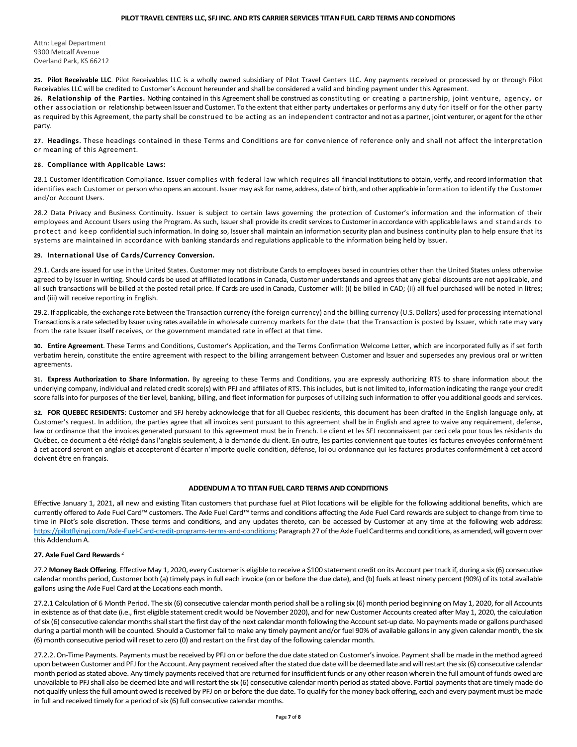Attn: Legal Department
9300 Metcalf Avenue
Overland Park, KS 66212

**25. Pilot Receivable LLC**. Pilot Receivables LLC is a wholly owned subsidiary of Pilot Travel Centers LLC. Any payments received or processed by or through Pilot Receivables LLC will be credited to Customer's Account hereunder and shall be considered a valid and binding payment under this Agreement.

**26. Relationship of the Parties.** Nothing contained in this Agreement shall be construed as constituting or creating a partnership, joint venture, agency, or other association or relationship between Issuer and Customer. To the extent that either party undertakes or performs any duty for itself or for the other party as required by this Agreement, the party shall be construed to be acting as an independent contractor and not as a partner, joint venturer, or agent for the other party.

**27. Headings**. These headings contained in these Terms and Conditions are for convenience of reference only and shall not affect the interpretation or meaning of this Agreement.

**28. Compliance with Applicable Laws:**

28.1 Customer Identification Compliance. Issuer complies with federal law which requires all financial institutions to obtain, verify, and record information that identifies each Customer or person who opens an account. Issuer may ask for name, address, date of birth, and other applicable information to identify the Customer and/or Account Users.

28.2 Data Privacy and Business Continuity. Issuer is subject to certain laws governing the protection of Customer's information and the information of their employees and Account Users using the Program. As such, Issuer shall provide its credit services to Customer in accordance with applicable laws and standards to protect and keep confidential such information. In doing so, Issuer shall maintain an information security plan and business continuity plan to help ensure that its systems are maintained in accordance with banking standards and regulations applicable to the information being held by Issuer.

**29. International Use of Cards/Currency Conversion.**

29.1. Cards are issued for use in the United States. Customer may not distribute Cards to employees based in countries other than the United States unless otherwise agreed to by Issuer in writing. Should cards be used at affiliated locations in Canada, Customer understands and agrees that any global discounts are not applicable, and all such transactions will be billed at the posted retail price. If Cards are used in Canada, Customer will: (i) be billed in CAD; (ii) all fuel purchased will be noted in litres; and (iii) will receive reporting in English.

29.2. If applicable, the exchange rate between the Transaction currency (the foreign currency) and the billing currency (U.S. Dollars) used for processing international Transactions is a rate selected by Issuer using rates available in wholesale currency markets for the date that the Transaction is posted by Issuer, which rate may vary from the rate Issuer itself receives, or the government mandated rate in effect at that time.

**30. Entire Agreement**. These Terms and Conditions, Customer's Application, and the Terms Confirmation Welcome Letter, which are incorporated fully as if set forth verbatim herein, constitute the entire agreement with respect to the billing arrangement between Customer and Issuer and supersedes any previous oral or written agreements.

**31. Express Authorization to Share Information.** By agreeing to these Terms and Conditions, you are expressly authorizing RTS to share information about the underlying company, individual and related credit score(s) with PFJ and affiliates of RTS. This includes, but is not limited to, information indicating the range your credit score falls into for purposes of the tier level, banking, billing, and fleet information for purposes of utilizing such information to offer you additional goods and services.

**32. FOR QUEBEC RESIDENTS**: Customer and SFJ hereby acknowledge that for all Quebec residents, this document has been drafted in the English language only, at Customer's request. In addition, the parties agree that all invoices sent pursuant to this agreement shall be in English and agree to waive any requirement, defense, law or ordinance that the invoices generated pursuant to this agreement must be in French. Le client et les SFJ reconnaissent par ceci cela pour tous les résidants du Québec, ce document a été rédigé dans l'anglais seulement, à la demande du client. En outre, les parties conviennent que toutes les factures envoyées conformément à cet accord seront en anglais et accepteront d'écarter n'importe quelle condition, défense, loi ou ordonnance qui les factures produites conformément à cet accord doivent être en français.

## ADDENDUM A TO TITAN FUEL CARD TERMS AND CONDITIONS

Effective January 1, 2021, all new and existing Titan customers that purchase fuel at Pilot locations will be eligible for the following additional benefits, which are currently offered to Axle Fuel Card™ customers. The Axle Fuel Card™ terms and conditions affecting the Axle Fuel Card rewards are subject to change from time to time in Pilot's sole discretion. These terms and conditions, and any updates thereto, can be accessed by Customer at any time at the following web address: https://pilotflyingj.com/Axle-Fuel-Card-credit-programs-terms-and-conditions; Paragraph 27 of the Axle Fuel Card terms and conditions, as amended, will govern over this Addendum A.

**27. Axle Fuel Card Rewards** [2]

27.2 **Money Back Offering**. Effective May 1, 2020, every Customer is eligible to receive a $100 statement credit on its Account per truck if, during a six (6) consecutive calendar months period, Customer both (a) timely pays in full each invoice (on or before the due date), and (b) fuels at least ninety percent (90%) of its total available gallons using the Axle Fuel Card at the Locations each month.

27.2.1 Calculation of 6 Month Period. The six (6) consecutive calendar month period shall be a rolling six (6) month period beginning on May 1, 2020, for all Accounts in existence as of that date (i.e., first eligible statement credit would be November 2020), and for new Customer Accounts created after May 1, 2020, the calculation of six (6) consecutive calendar months shall start the first day of the next calendar month following the Account set-up date. No payments made or gallons purchased during a partial month will be counted. Should a Customer fail to make any timely payment and/or fuel 90% of available gallons in any given calendar month, the six (6) month consecutive period will reset to zero (0) and restart on the first day of the following calendar month.

27.2.2. On-Time Payments. Payments must be received by PFJ on or before the due date stated on Customer's invoice. Payment shall be made in the method agreed upon between Customer and PFJ for the Account. Any payment received after the stated due date will be deemed late and will restart the six (6) consecutive calendar month period as stated above. Any timely payments received that are returned for insufficient funds or any other reason wherein the full amount of funds owed are unavailable to PFJ shall also be deemed late and will restart the six (6) consecutive calendar month period as stated above. Partial payments that are timely made do not qualify unless the full amount owed is received by PFJ on or before the due date. To qualify for the money back offering, each and every payment must be made in full and received timely for a period of six (6) full consecutive calendar months.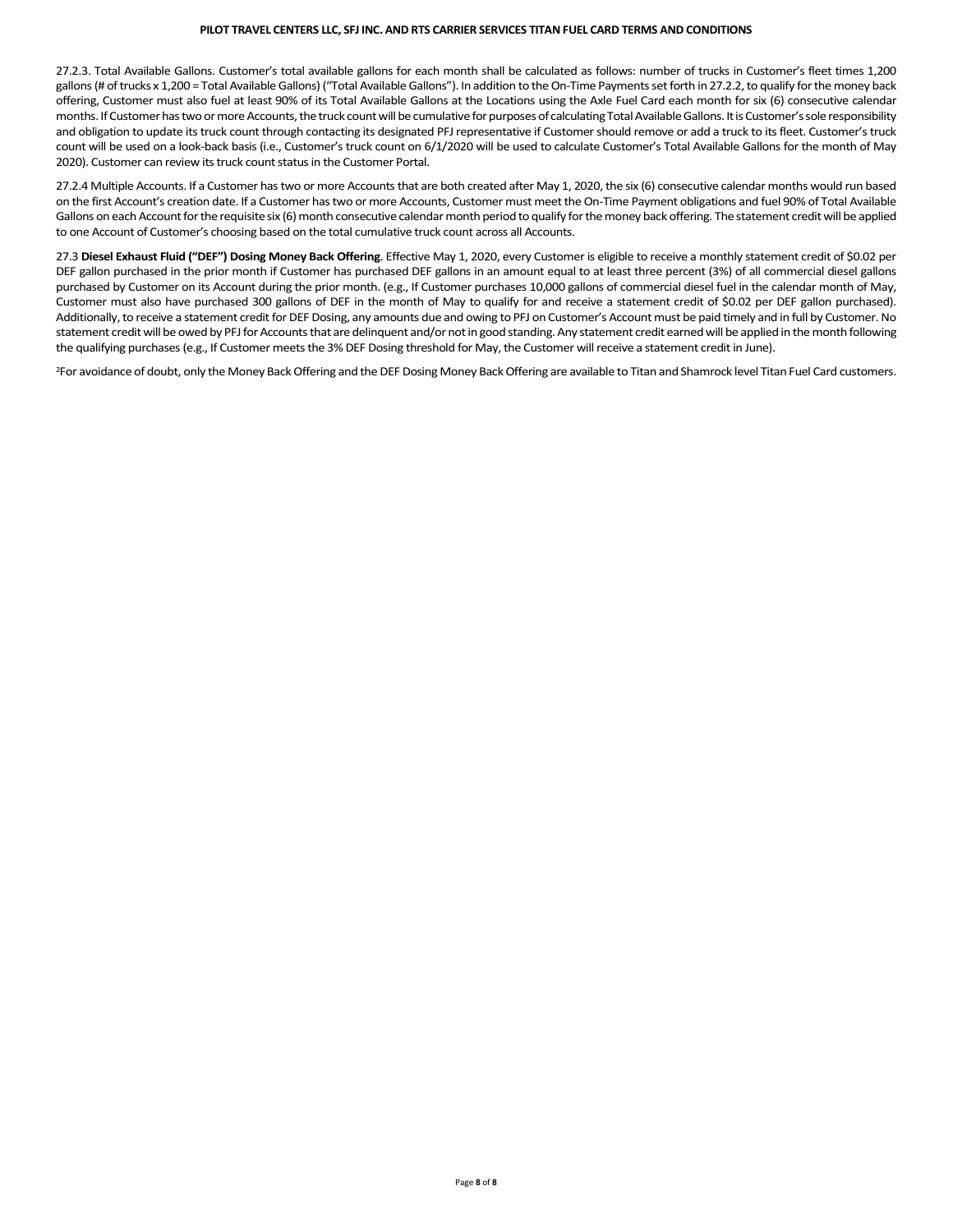27.2.3. Total Available Gallons. Customer's total available gallons for each month shall be calculated as follows: number of trucks in Customer's fleet times 1,200 gallons (# of trucks x 1,200 = Total Available Gallons) ("Total Available Gallons"). In addition to the On-Time Payments set forth in 27.2.2, to qualify for the money back offering, Customer must also fuel at least 90% of its Total Available Gallons at the Locations using the Axle Fuel Card each month for six (6) consecutive calendar months. If Customer has two or more Accounts, the truck count will be cumulative for purposes of calculating Total Available Gallons. It is Customer's sole responsibility and obligation to update its truck count through contacting its designated PFJ representative if Customer should remove or add a truck to its fleet. Customer's truck count will be used on a look-back basis (i.e., Customer's truck count on 6/1/2020 will be used to calculate Customer's Total Available Gallons for the month of May 2020). Customer can review its truck count status in the Customer Portal.

27.2.4 Multiple Accounts. If a Customer has two or more Accounts that are both created after May 1, 2020, the six (6) consecutive calendar months would run based on the first Account's creation date. If a Customer has two or more Accounts, Customer must meet the On-Time Payment obligations and fuel 90% of Total Available Gallons on each Account for the requisite six (6) month consecutive calendar month period to qualify for the money back offering. The statement credit will be applied to one Account of Customer's choosing based on the total cumulative truck count across all Accounts.

27.3 **Diesel Exhaust Fluid ("DEF") Dosing Money Back Offering**. Effective May 1, 2020, every Customer is eligible to receive a monthly statement credit of $0.02 per DEF gallon purchased in the prior month if Customer has purchased DEF gallons in an amount equal to at least three percent (3%) of all commercial diesel gallons purchased by Customer on its Account during the prior month. (e.g., If Customer purchases 10,000 gallons of commercial diesel fuel in the calendar month of May, Customer must also have purchased 300 gallons of DEF in the month of May to qualify for and receive a statement credit of $0.02 per DEF gallon purchased). Additionally, to receive a statement credit for DEF Dosing, any amounts due and owing to PFJ on Customer's Account must be paid timely and in full by Customer. No statement credit will be owed by PFJ for Accounts that are delinquent and/or not in good standing. Any statement credit earned will be applied in the month following the qualifying purchases (e.g., If Customer meets the 3% DEF Dosing threshold for May, the Customer will receive a statement credit in June).

[2]For avoidance of doubt, only the Money Back Offering and the DEF Dosing Money Back Offering are available to Titan and Shamrock level Titan Fuel Card customers.